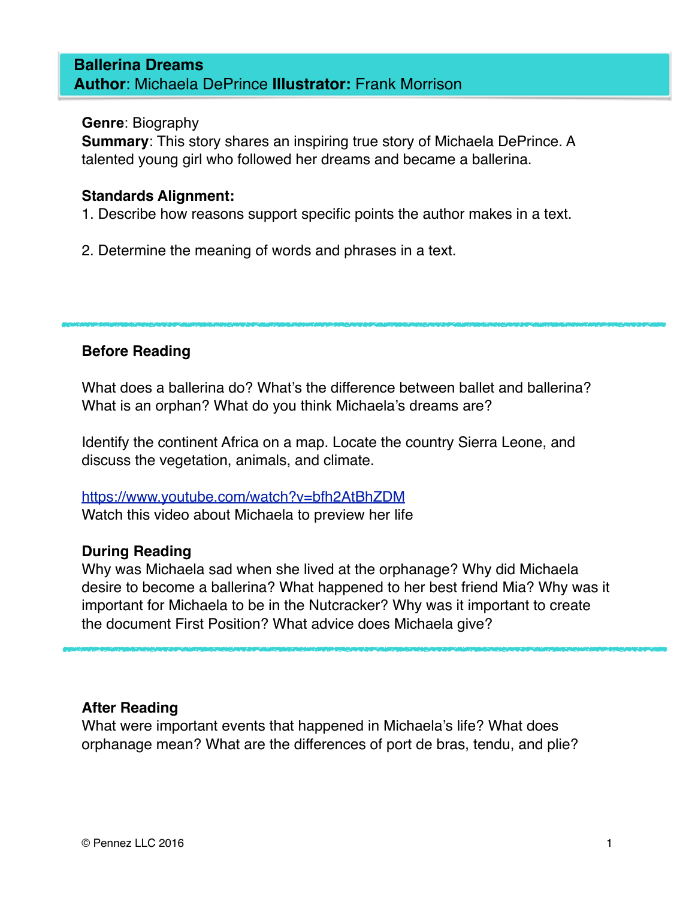# Ballerina Dreams
**Author**: Michaela DePrince **Illustrator:** Frank Morrison

**Genre**: Biography
**Summary**: This story shares an inspiring true story of Michaela DePrince. A talented young girl who followed her dreams and became a ballerina.

**Standards Alignment:**
1. Describe how reasons support specific points the author makes in a text.

2. Determine the meaning of words and phrases in a text.

---

**Before Reading**

What does a ballerina do? What's the difference between ballet and ballerina? What is an orphan? What do you think Michaela's dreams are?

Identify the continent Africa on a map. Locate the country Sierra Leone, and discuss the vegetation, animals, and climate.

[https://www.youtube.com/watch?v=bfh2AtBhZDM](https://www.youtube.com/watch?v=bfh2AtBhZDM)
Watch this video about Michaela to preview her life

**During Reading**
Why was Michaela sad when she lived at the orphanage? Why did Michaela desire to become a ballerina? What happened to her best friend Mia? Why was it important for Michaela to be in the Nutcracker? Why was it important to create the document First Position? What advice does Michaela give?

---

**After Reading**
What were important events that happened in Michaela's life? What does orphanage mean? What are the differences of port de bras, tendu, and plie?

© Pennez LLC 2016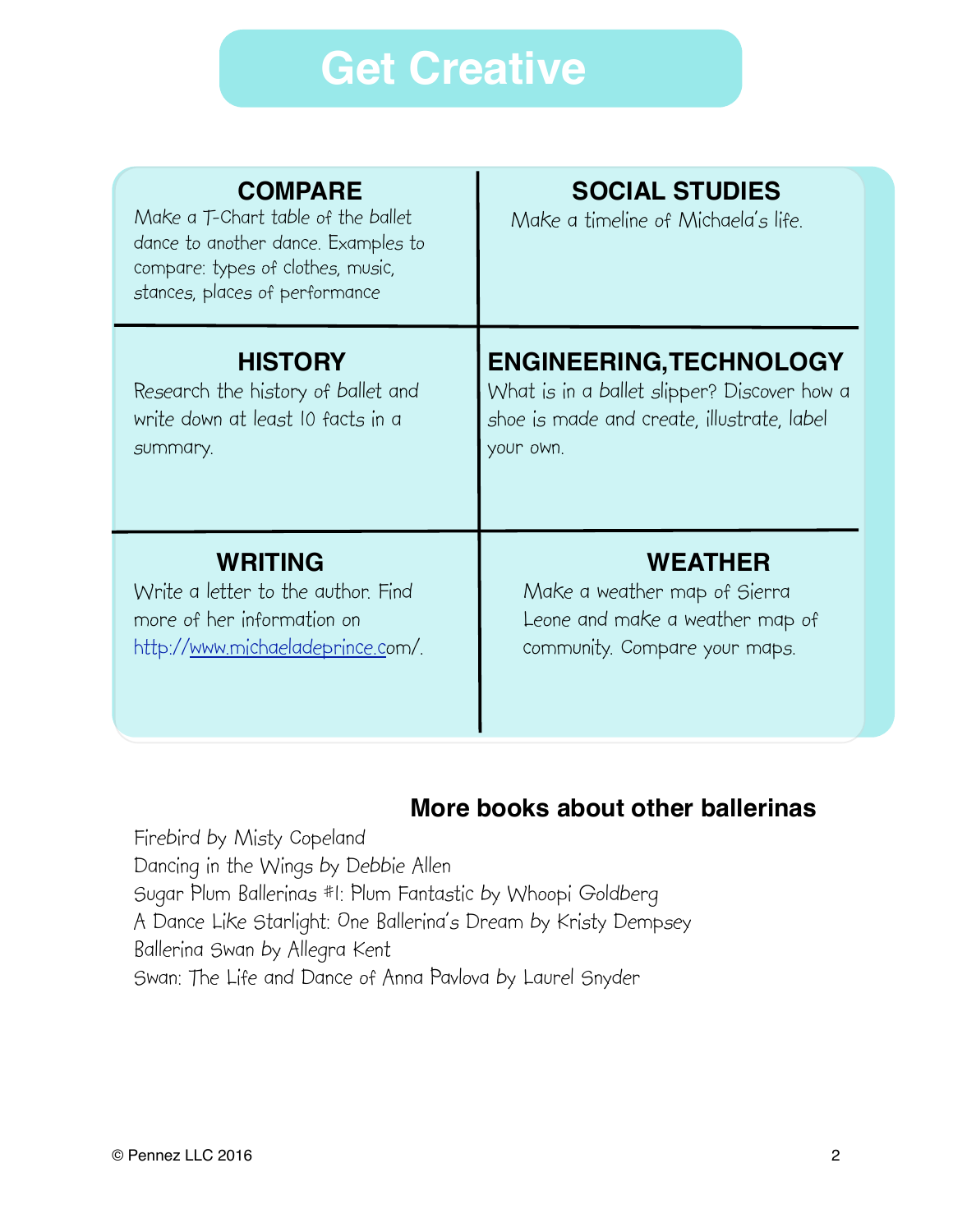# Get Creative

### COMPARE
Make a T-Chart table of the ballet dance to another dance. Examples to compare: types of clothes, music, stances, places of performance

### SOCIAL STUDIES
Make a timeline of Michaela's life.

### HISTORY
Research the history of ballet and write down at least 10 facts in a summary.

### ENGINEERING,TECHNOLOGY
What is in a ballet slipper? Discover how a shoe is made and create, illustrate, label your own.

### WRITING
Write a letter to the author. Find more of her information on http://www.michaeladeprince.com/.

### WEATHER
Make a weather map of Sierra Leone and make a weather map of community. Compare your maps.

## More books about other ballerinas

Firebird by Misty Copeland
Dancing in the Wings by Debbie Allen
Sugar Plum Ballerinas #1: Plum Fantastic by Whoopi Goldberg
A Dance Like Starlight: One Ballerina's Dream by Kristy Dempsey
Ballerina Swan by Allegra Kent
Swan: The Life and Dance of Anna Pavlova by Laurel Snyder

© Pennez LLC 2016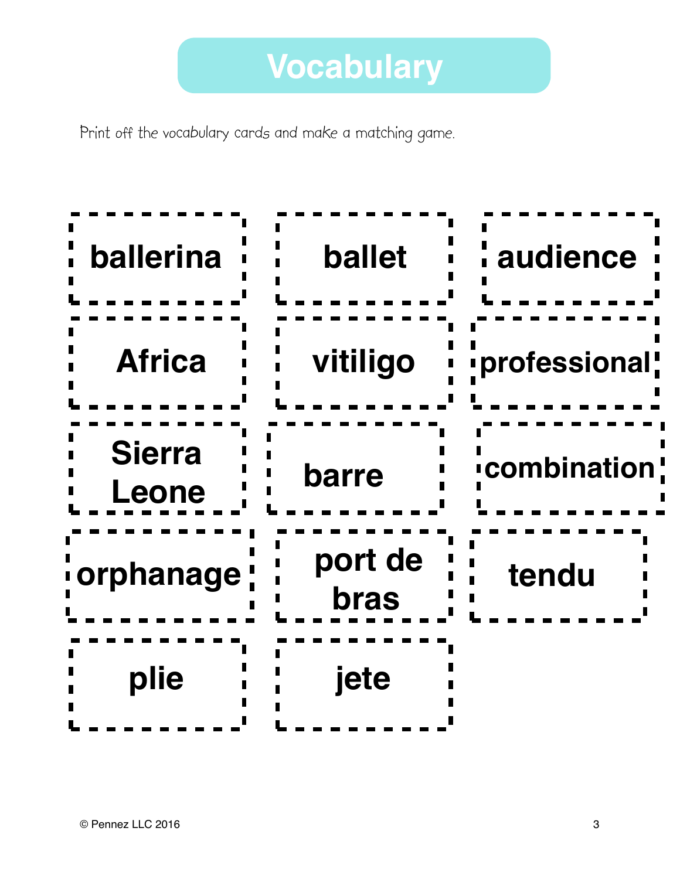# Vocabulary

Print off the vocabulary cards and make a matching game.

| | | |
|---|---|---|
| **ballerina** | **ballet** | **audience** |
| **Africa** | **vitiligo** | **professional** |
| **Sierra Leone** | **barre** | **combination** |
| **orphanage** | **port de bras** | **tendu** |
| **plie** | **jete** | |

© Pennez LLC 2016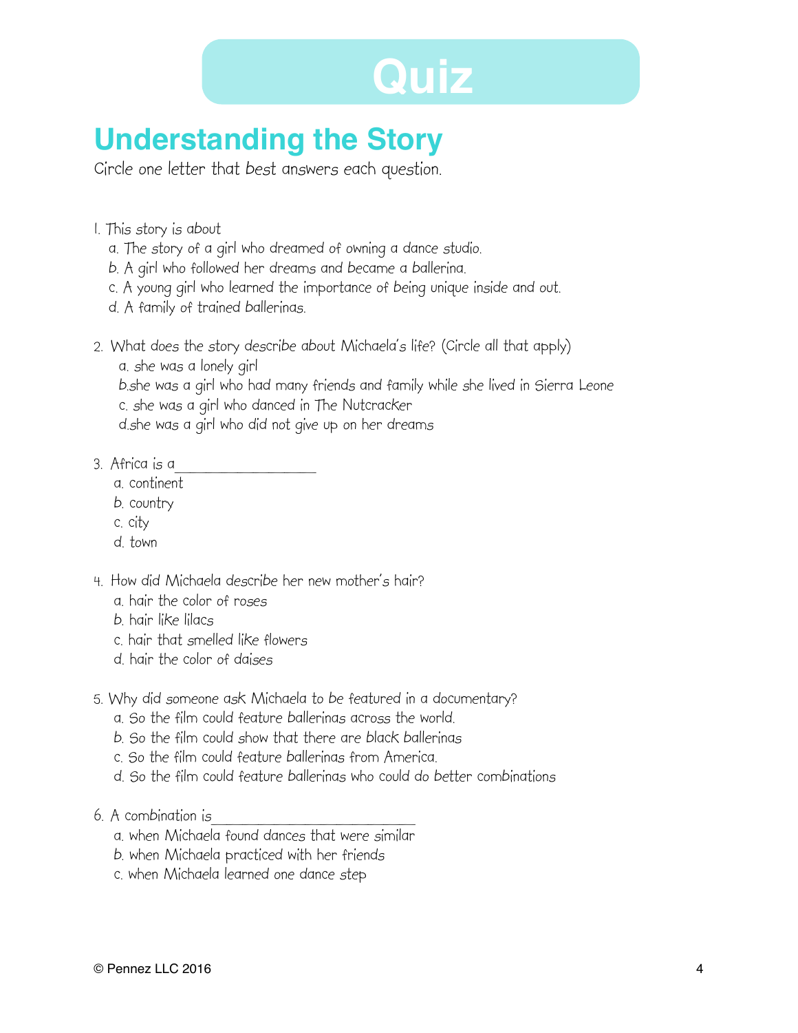# Quiz

## Understanding the Story

Circle one letter that best answers each question.

1. This story is about
   a. The story of a girl who dreamed of owning a dance studio.
   b. A girl who followed her dreams and became a ballerina.
   c. A young girl who learned the importance of being unique inside and out.
   d. A family of trained ballerinas.

2. What does the story describe about Michaela's life? (Circle all that apply)
   a. she was a lonely girl
   b.she was a girl who had many friends and family while she lived in Sierra Leone
   c. she was a girl who danced in The Nutcracker
   d.she was a girl who did not give up on her dreams

3. Africa is a\_\_\_\_\_\_\_\_\_\_\_\_\_\_\_\_\_\_\_
   a. continent
   b. country
   c. city
   d. town

4. How did Michaela describe her new mother's hair?
   a. hair the color of roses
   b. hair like lilacs
   c. hair that smelled like flowers
   d. hair the color of daises

5. Why did someone ask Michaela to be featured in a documentary?
   a. So the film could feature ballerinas across the world.
   b. So the film could show that there are black ballerinas
   c. So the film could feature ballerinas from America.
   d. So the film could feature ballerinas who could do better combinations

6. A combination is\_\_\_\_\_\_\_\_\_\_\_\_\_\_\_\_\_\_\_\_\_\_\_\_\_\_\_
   a. when Michaela found dances that were similar
   b. when Michaela practiced with her friends
   c. when Michaela learned one dance step

© Pennez LLC 2016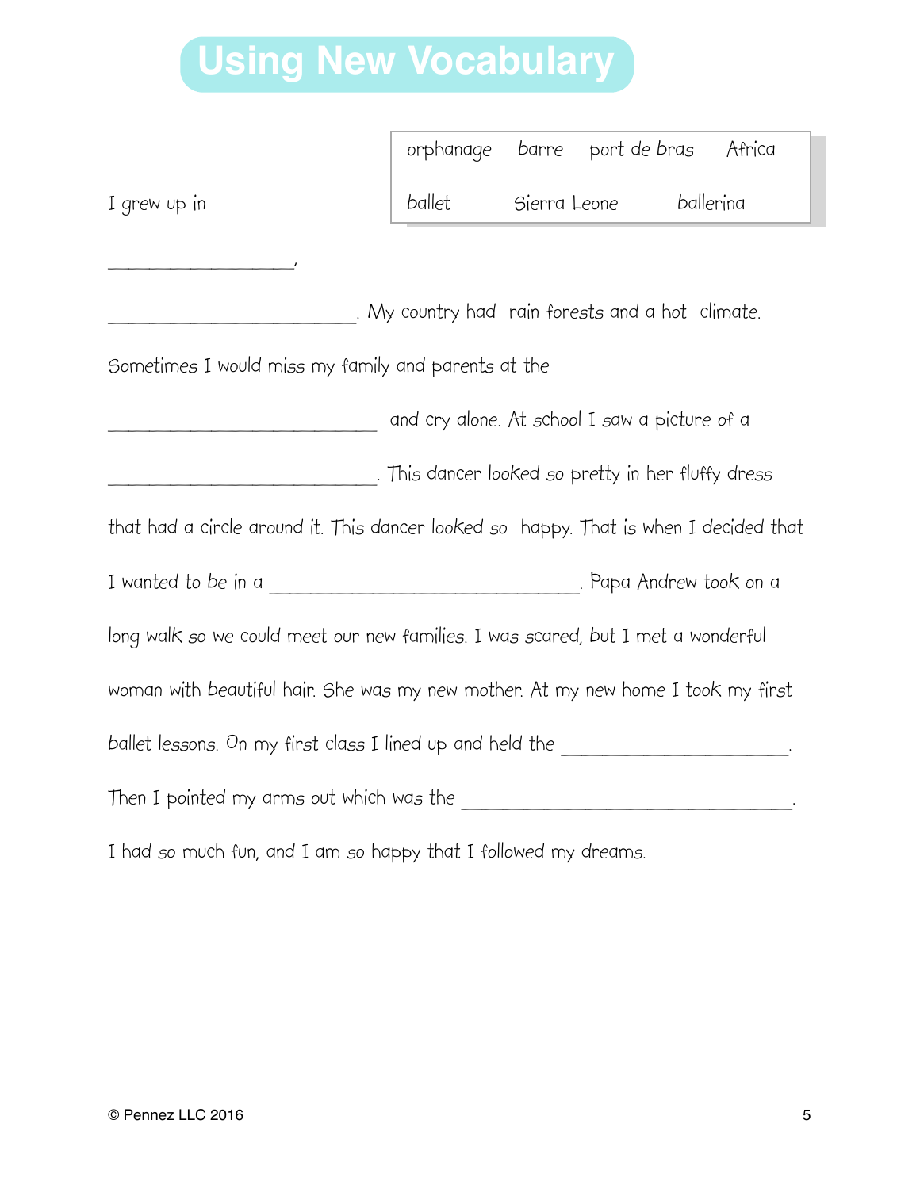# Using New Vocabulary

| | | | |
|---|---|---|---|
| orphanage | barre | port de bras | Africa |
| ballet | Sierra Leone | ballerina | |

I grew up in

___________________,

___________________________. My country had rain forests and a hot climate.

Sometimes I would miss my family and parents at the

_____________________________ and cry alone. At school I saw a picture of a

_____________________________. This dancer looked so pretty in her fluffy dress

that had a circle around it. This dancer looked so happy. That is when I decided that

I wanted to be in a _________________________________. Papa Andrew took on a

long walk so we could meet our new families. I was scared, but I met a wonderful

woman with beautiful hair. She was my new mother. At my new home I took my first

ballet lessons. On my first class I lined up and held the ________________________.

Then I pointed my arms out which was the ___________________________________.

I had so much fun, and I am so happy that I followed my dreams.

© Pennez LLC 2016